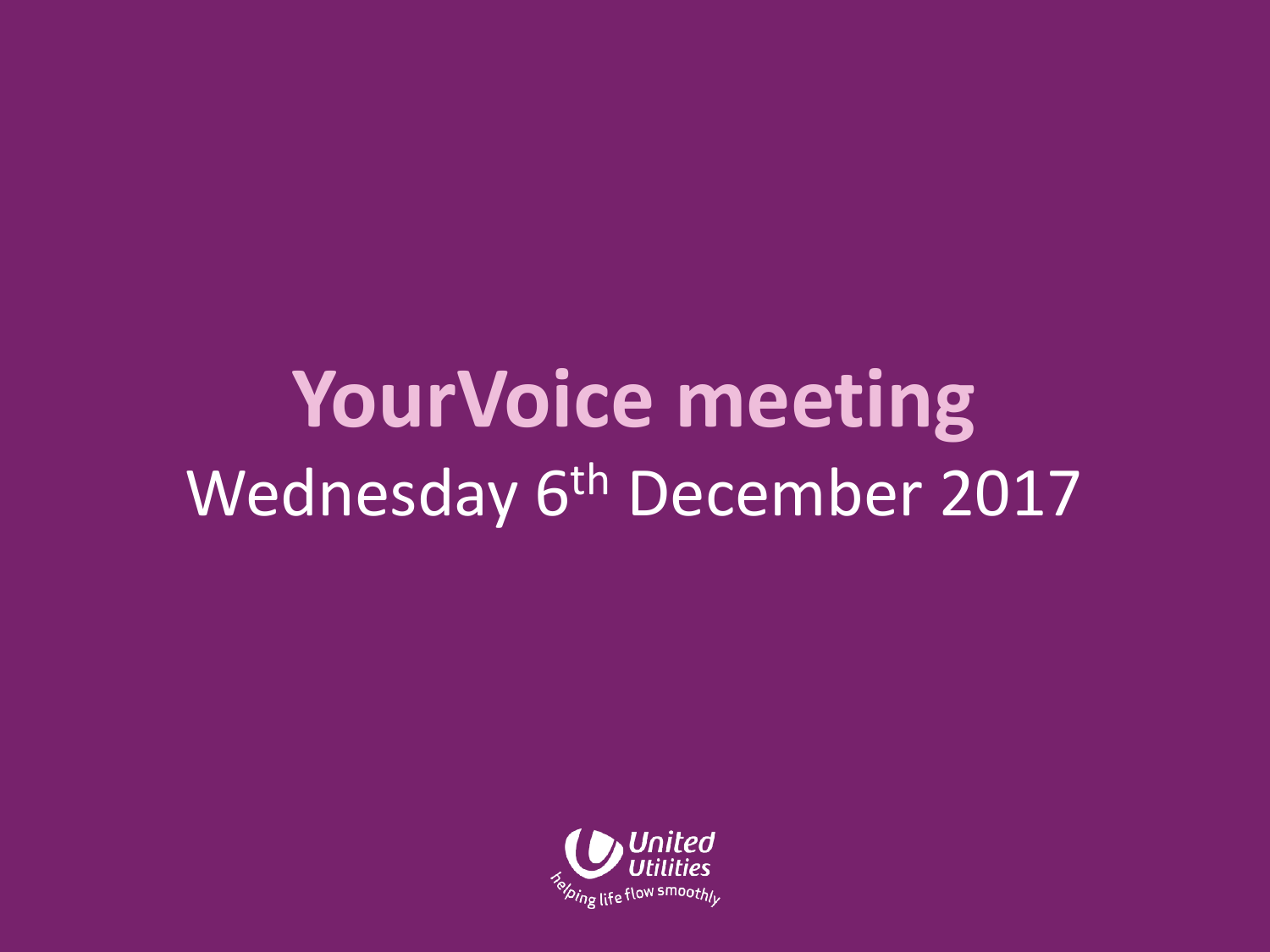# YourVoice meeting

Wednesday 6th December 2017

United Utilities

helping life flow smoothly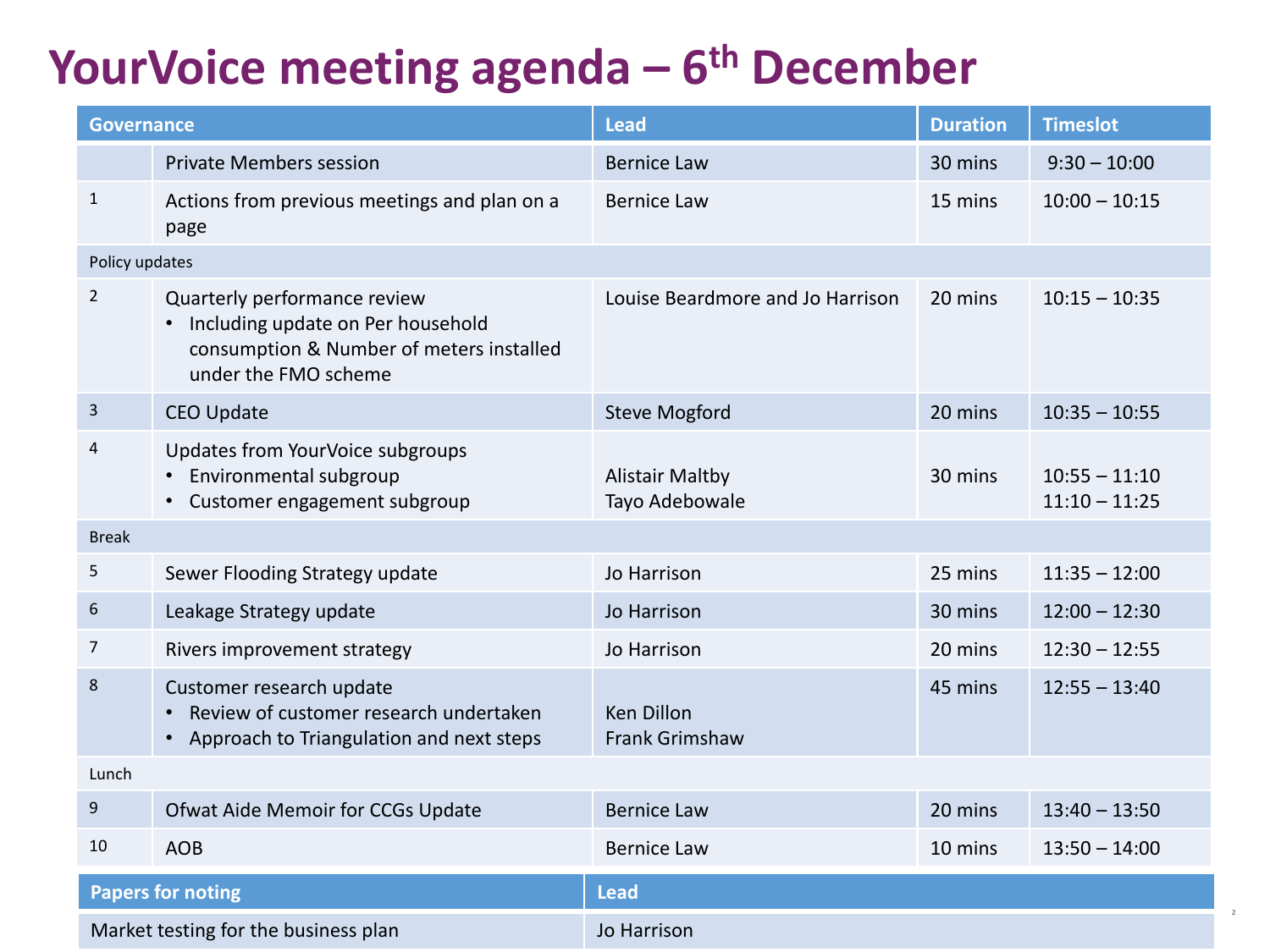# YourVoice meeting agenda – 6th December

| Governance | | Lead | Duration | Timeslot |
|---|---|---|---|---|
| | Private Members session | Bernice Law | 30 mins | 9:30 – 10:00 |
| 1 | Actions from previous meetings and plan on a page | Bernice Law | 15 mins | 10:00 – 10:15 |
| Policy updates | | | | |
| 2 | Quarterly performance review<br>• Including update on Per household consumption & Number of meters installed under the FMO scheme | Louise Beardmore and Jo Harrison | 20 mins | 10:15 – 10:35 |
| 3 | CEO Update | Steve Mogford | 20 mins | 10:35 – 10:55 |
| 4 | Updates from YourVoice subgroups<br>• Environmental subgroup<br>• Customer engagement subgroup | Alistair Maltby<br>Tayo Adebowale | 30 mins | 10:55 – 11:10<br>11:10 – 11:25 |
| Break | | | | |
| 5 | Sewer Flooding Strategy update | Jo Harrison | 25 mins | 11:35 – 12:00 |
| 6 | Leakage Strategy update | Jo Harrison | 30 mins | 12:00 – 12:30 |
| 7 | Rivers improvement strategy | Jo Harrison | 20 mins | 12:30 – 12:55 |
| 8 | Customer research update<br>• Review of customer research undertaken<br>• Approach to Triangulation and next steps | Ken Dillon<br>Frank Grimshaw | 45 mins | 12:55 – 13:40 |
| Lunch | | | | |
| 9 | Ofwat Aide Memoir for CCGs Update | Bernice Law | 20 mins | 13:40 – 13:50 |
| 10 | AOB | Bernice Law | 10 mins | 13:50 – 14:00 |

| Papers for noting | Lead |
|---|---|
| Market testing for the business plan | Jo Harrison |